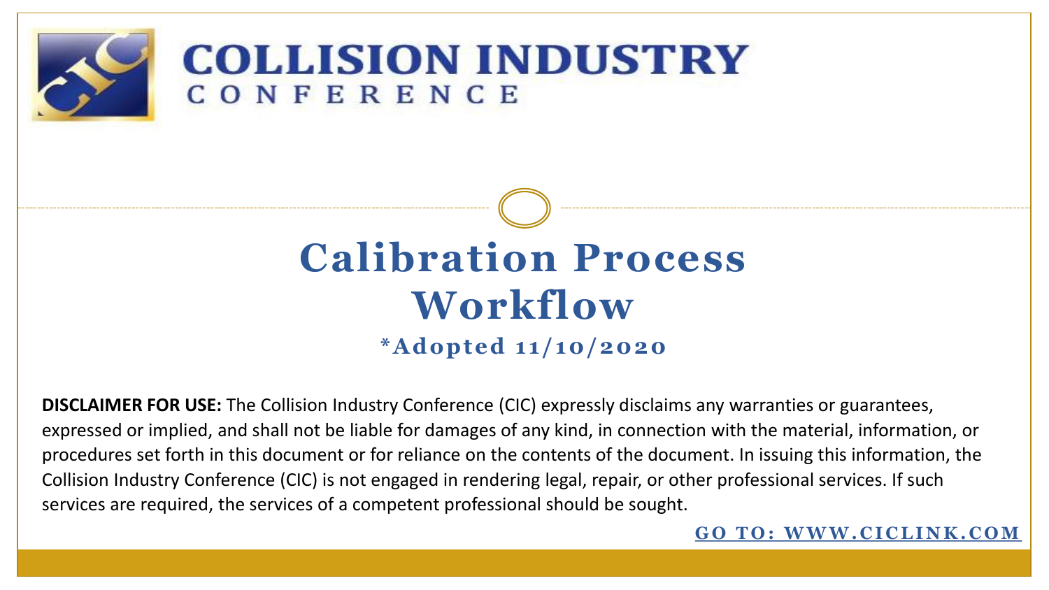# COLLISION INDUSTRY CONFERENCE

## Calibration Process Workflow

**\*Adopted 11/10/2020**

**DISCLAIMER FOR USE:** The Collision Industry Conference (CIC) expressly disclaims any warranties or guarantees, expressed or implied, and shall not be liable for damages of any kind, in connection with the material, information, or procedures set forth in this document or for reliance on the contents of the document. In issuing this information, the Collision Industry Conference (CIC) is not engaged in rendering legal, repair, or other professional services. If such services are required, the services of a competent professional should be sought.

GO TO: WWW.CICLINK.COM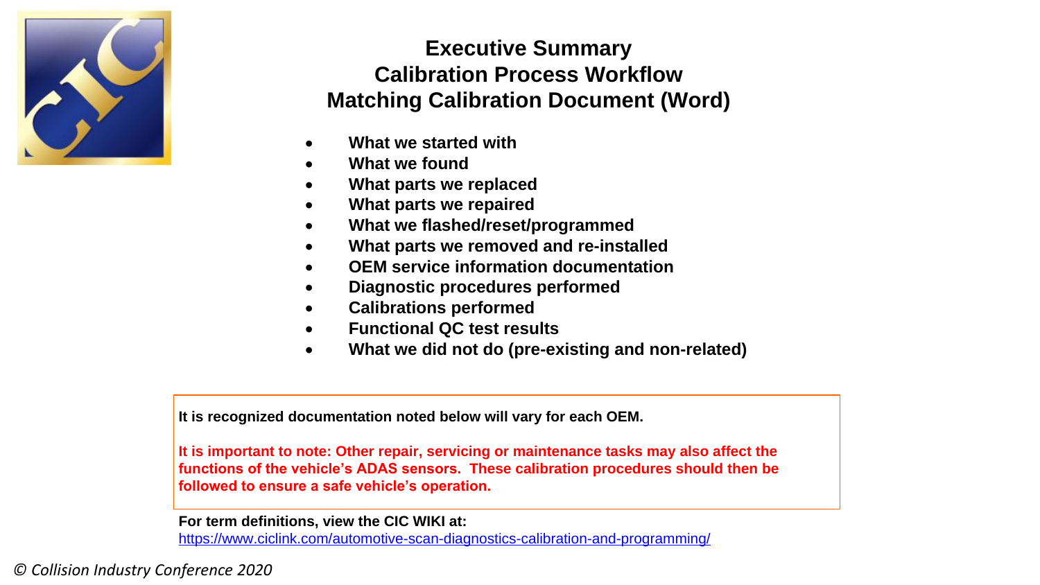# Executive Summary
# Calibration Process Workflow
# Matching Calibration Document (Word)

- **What we started with**
- **What we found**
- **What parts we replaced**
- **What parts we repaired**
- **What we flashed/reset/programmed**
- **What parts we removed and re-installed**
- **OEM service information documentation**
- **Diagnostic procedures performed**
- **Calibrations performed**
- **Functional QC test results**
- **What we did not do (pre-existing and non-related)**

**It is recognized documentation noted below will vary for each OEM.**

**It is important to note: Other repair, servicing or maintenance tasks may also affect the functions of the vehicle's ADAS sensors. These calibration procedures should then be followed to ensure a safe vehicle's operation.**

**For term definitions, view the CIC WIKI at:**
https://www.ciclink.com/automotive-scan-diagnostics-calibration-and-programming/

*© Collision Industry Conference 2020*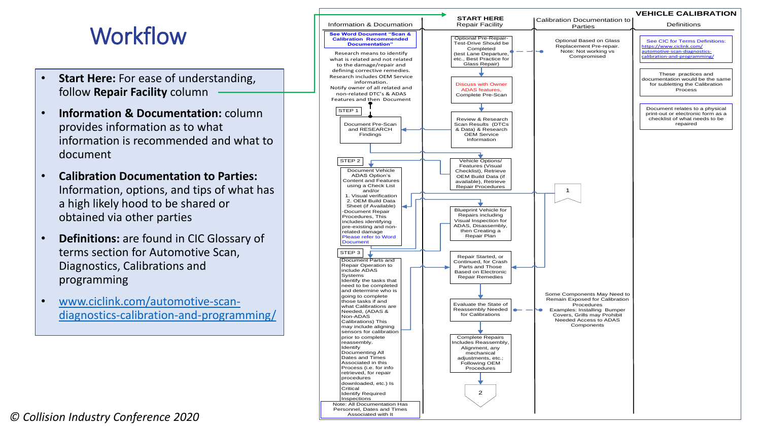# Workflow

- **Start Here:** For ease of understanding, follow **Repair Facility** column
- **Information & Documentation:** column provides information as to what information is recommended and what to document
- **Calibration Documentation to Parties:** Information, options, and tips of what has a high likely hood to be shared or obtained via other parties
- **Definitions:** are found in CIC Glossary of terms section for Automotive Scan, Diagnostics, Calibrations and programming
- www.ciclink.com/automotive-scan-diagnostics-calibration-and-programming/

## VEHICLE CALIBRATION

### Information & Documation

**See Word Document "Scan & Calibration Recommended Documentation"**

Research means to identify what is related and not related to the damage/repair and defining corrective remedies. Research includes OEM Service information. Notify owner of all related and non-related DTC's & ADAS Features and then Document

STEP 1

Document Pre-Scan and RESEARCH Findings

STEP 2

Document Vehicle ADAS Option's Content and Features using a Check List and/or
1. Visual verification
2. OEM Build Data Sheet (if Available)
-Document Repair Procedures, This includes identifying pre-existing and non-related damage
Please refer to Word Document

STEP 3

Document Parts and Repair Operation to include ADAS Systems
Identify the tasks that need to be completed and determine who is going to complete those tasks if and what Calibrations are Needed, (ADAS & Non-ADAS Calibrations) This may include aligning sensors for calibration prior to complete reassembly.
Identify Documenting All Dates and Times Associated in this Process (i.e. for info retrieved, for repair procedures downloaded, etc.) Is Critical
Identify Required Inspections

Note: All Documentation Has Personnel, Dates and Times Associated with It

### START HERE Repair Facility

- Optional Pre-Repair-Test-Drive Should be Completed (test Lane Departure, etc., Best Practice for Glass Repair)
- Discuss with Owner ADAS features, Complete Pre-Scan
- Review & Research Scan Results (DTCs & Data) & Research OEM Service Information
- Vehicle Options/ Features (Visual Checklist), Retrieve OEM Build Data (if available), Retrieve Repair Procedures
- Blueprint Vehicle for Repairs including Visual Inspection for ADAS, Disassembly, then Creating a Repair Plan
- Repair Started, or Continued, for Crash Parts and Those Based on Electronic Repair Remedies
- Evaluate the State of Reassembly Needed for Calibrations
- Complete Repairs Includes Reassembly, Alignment, any mechanical adjustments, etc.; Following OEM Procedures
- 2

1

### Calibration Documentation to Parties

Optional Based on Glass Replacement Pre-repair. Note: Not working vs Compromised

Some Components May Need to Remain Exposed for Calibration Procedures
Examples: Installing Bumper Covers, Grills may Prohibit Needed Access to ADAS Components

### Definitions

See CIC for Terms Definitions: https://www.ciclink.com/automotive-scan-diagnostics-calibration-and-programming/

These practices and documentation would be the same for subletting the Calibration Process

Document relates to a physical print-out or electronic form as a checklist of what needs to be repaired

*© Collision Industry Conference 2020*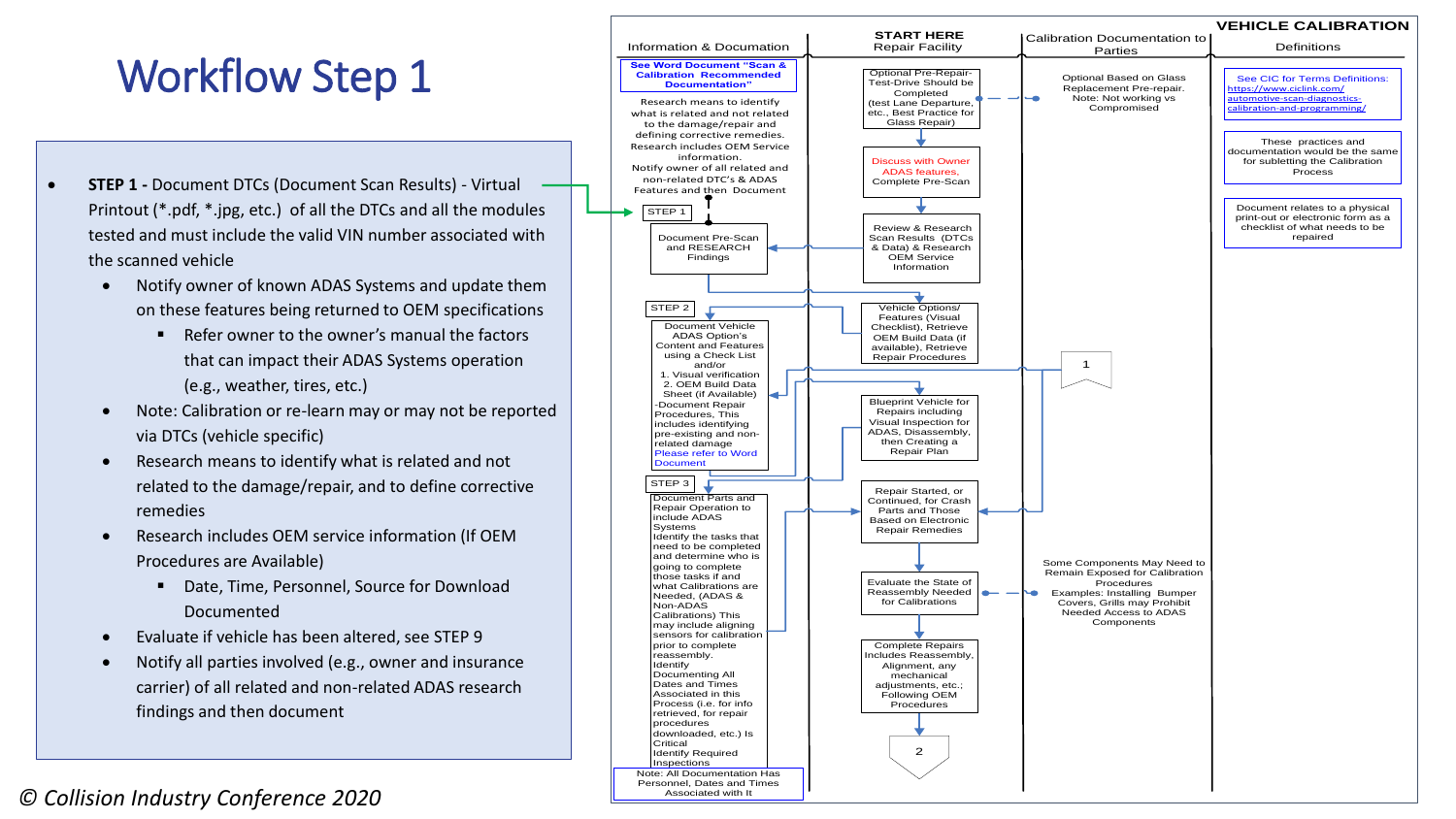# Workflow Step 1

- **STEP 1 -** Document DTCs (Document Scan Results) - Virtual Printout (*.pdf, *.jpg, etc.) of all the DTCs and all the modules tested and must include the valid VIN number associated with the scanned vehicle
  - Notify owner of known ADAS Systems and update them on these features being returned to OEM specifications
    - Refer owner to the owner's manual the factors that can impact their ADAS Systems operation (e.g., weather, tires, etc.)
  - Note: Calibration or re-learn may or may not be reported via DTCs (vehicle specific)
  - Research means to identify what is related and not related to the damage/repair, and to define corrective remedies
  - Research includes OEM service information (If OEM Procedures are Available)
    - Date, Time, Personnel, Source for Download Documented
  - Evaluate if vehicle has been altered, see STEP 9
  - Notify all parties involved (e.g., owner and insurance carrier) of all related and non-related ADAS research findings and then document

## VEHICLE CALIBRATION

| Information & Documation | START HERE Repair Facility | Calibration Documentation to Parties | Definitions |
|---|---|---|---|
| See Word Document "Scan & Calibration Recommended Documentation" | Optional Pre-Repair-Test-Drive Should be Completed (test Lane Departure, etc., Best Practice for Glass Repair) | Optional Based on Glass Replacement Pre-repair. Note: Not working vs Compromised | See CIC for Terms Definitions: https://www.ciclink.com/automotive-scan-diagnostics-calibration-and-programming/ |
| Research means to identify what is related and not related to the damage/repair and defining corrective remedies. Research includes OEM Service information. Notify owner of all related and non-related DTC's & ADAS Features and then Document | Discuss with Owner ADAS features, Complete Pre-Scan | | These practices and documentation would be the same for subletting the Calibration Process |
| STEP 1 — Document Pre-Scan and RESEARCH Findings | Review & Research Scan Results (DTCs & Data) & Research OEM Service Information | | Document relates to a physical print-out or electronic form as a checklist of what needs to be repaired |
| STEP 2 — Document Vehicle ADAS Option's Content and Features using a Check List and/or 1. Visual verification 2. OEM Build Data Sheet (if Available) -Document Repair Procedures, This includes identifying pre-existing and non-related damage Please refer to Word Document | Vehicle Options/ Features (Visual Checklist), Retrieve OEM Build Data (if available), Retrieve Repair Procedures | | |
| | Blueprint Vehicle for Repairs including Visual Inspection for ADAS, Disassembly, then Creating a Repair Plan | 1 | |
| STEP 3 — Document Parts and Repair Operation to include ADAS Systems Identify the tasks that need to be completed and determine who is going to complete those tasks if and what Calibrations are Needed, (ADAS & Non-ADAS Calibrations) This may include aligning sensors for calibration prior to complete reassembly. Identify Documenting All Dates and Times Associated in this Process (i.e. for info retrieved, for repair procedures downloaded, etc.) Is Critical Identify Required Inspections | Repair Started, or Continued, for Crash Parts and Those Based on Electronic Repair Remedies | | |
| | Evaluate the State of Reassembly Needed for Calibrations | Some Components May Need to Remain Exposed for Calibration Procedures Examples: Installing Bumper Covers, Grills may Prohibit Needed Access to ADAS Components | |
| | Complete Repairs Includes Reassembly, Alignment, any mechanical adjustments, etc.; Following OEM Procedures | | |
| Note: All Documentation Has Personnel, Dates and Times Associated with It | 2 | | |

*© Collision Industry Conference 2020*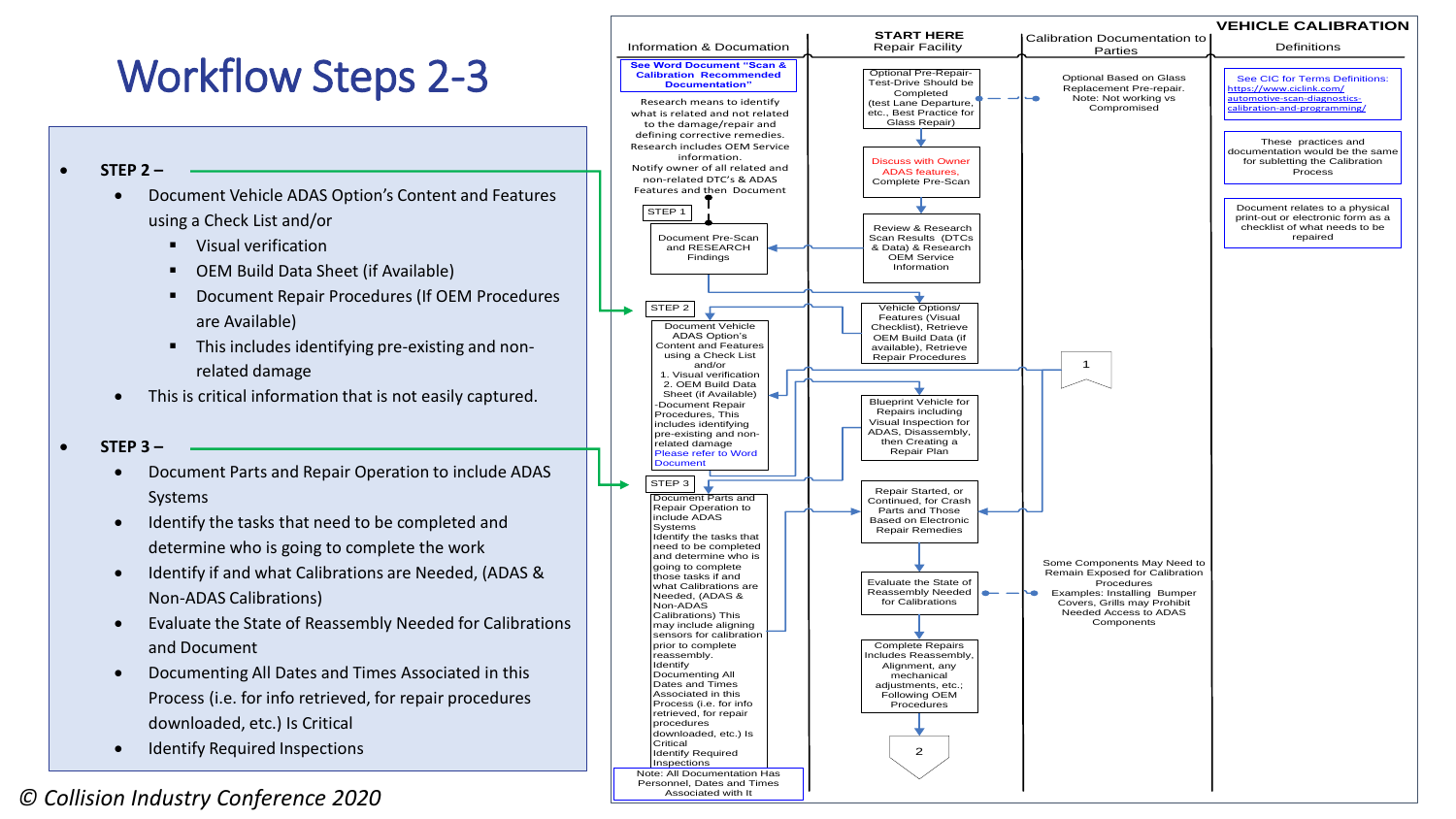# Workflow Steps 2-3

- **STEP 2 –**
  - Document Vehicle ADAS Option's Content and Features using a Check List and/or
    - Visual verification
    - OEM Build Data Sheet (if Available)
    - Document Repair Procedures (If OEM Procedures are Available)
    - This includes identifying pre-existing and non-related damage
  - This is critical information that is not easily captured.

- **STEP 3 –**
  - Document Parts and Repair Operation to include ADAS Systems
  - Identify the tasks that need to be completed and determine who is going to complete the work
  - Identify if and what Calibrations are Needed, (ADAS & Non-ADAS Calibrations)
  - Evaluate the State of Reassembly Needed for Calibrations and Document
  - Documenting All Dates and Times Associated in this Process (i.e. for info retrieved, for repair procedures downloaded, etc.) Is Critical
  - Identify Required Inspections

© Collision Industry Conference 2020

**VEHICLE CALIBRATION**

**Information & Documation**

See Word Document "Scan & Calibration Recommended Documentation"

Research means to identify what is related and not related to the damage/repair and defining corrective remedies. Research includes OEM Service information. Notify owner of all related and non-related DTC's & ADAS Features and then Document

STEP 1

Document Pre-Scan and RESEARCH Findings

STEP 2

Document Vehicle ADAS Option's Content and Features using a Check List and/or
1. Visual verification
2. OEM Build Data Sheet (if Available)
-Document Repair Procedures, This includes identifying pre-existing and non-related damage
Please refer to Word Document

STEP 3

Document Parts and Repair Operation to include ADAS Systems
Identify the tasks that need to be completed and determine who is going to complete those tasks if and what Calibrations are Needed, (ADAS & Non-ADAS Calibrations) This may include aligning sensors for calibration prior to complete reassembly.
Identify
Documenting All Dates and Times Associated in this Process (i.e. for info retrieved, for repair procedures downloaded, etc.) Is Critical
Identify Required Inspections

Note: All Documentation Has Personnel, Dates and Times Associated with It

**START HERE**
**Repair Facility**

Optional Pre-Repair-Test-Drive Should be Completed (test Lane Departure, etc., Best Practice for Glass Repair)

Discuss with Owner ADAS features, Complete Pre-Scan

Review & Research Scan Results (DTCs & Data) & Research OEM Service Information

Vehicle Options/ Features (Visual Checklist), Retrieve OEM Build Data (if available), Retrieve Repair Procedures

Blueprint Vehicle for Repairs including Visual Inspection for ADAS, Disassembly, then Creating a Repair Plan

Repair Started, or Continued, for Crash Parts and Those Based on Electronic Repair Remedies

Evaluate the State of Reassembly Needed for Calibrations

Complete Repairs Includes Reassembly, Alignment, any mechanical adjustments, etc.; Following OEM Procedures

2

**Calibration Documentation to Parties**

Optional Based on Glass Replacement Pre-repair. Note: Not working vs Compromised

1

Some Components May Need to Remain Exposed for Calibration Procedures
Examples: Installing Bumper Covers, Grills may Prohibit Needed Access to ADAS Components

**Definitions**

See CIC for Terms Definitions: https://www.ciclink.com/automotive-scan-diagnostics-calibration-and-programming/

These practices and documentation would be the same for subletting the Calibration Process

Document relates to a physical print-out or electronic form as a checklist of what needs to be repaired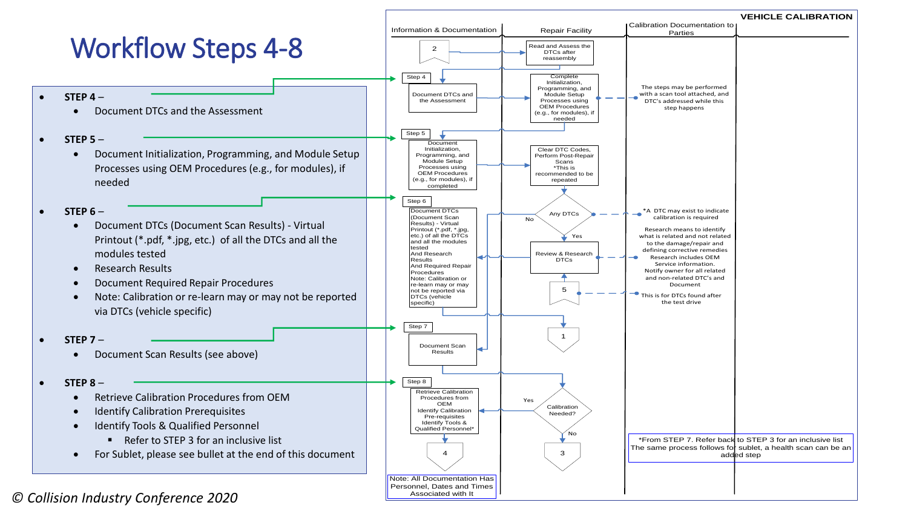# Workflow Steps 4-8

- **STEP 4** –
  - Document DTCs and the Assessment
- **STEP 5** –
  - Document Initialization, Programming, and Module Setup Processes using OEM Procedures (e.g., for modules), if needed
- **STEP 6** –
  - Document DTCs (Document Scan Results) - Virtual Printout (*.pdf, *.jpg, etc.) of all the DTCs and all the modules tested
  - Research Results
  - Document Required Repair Procedures
  - Note: Calibration or re-learn may or may not be reported via DTCs (vehicle specific)
- **STEP 7** –
  - Document Scan Results (see above)
- **STEP 8** –
  - Retrieve Calibration Procedures from OEM
  - Identify Calibration Prerequisites
  - Identify Tools & Qualified Personnel
    - Refer to STEP 3 for an inclusive list
  - For Sublet, please see bullet at the end of this document

VEHICLE CALIBRATION

Information & Documentation | Repair Facility | Calibration Documentation to Parties

2

Read and Assess the DTCs after reassembly

Step 4

Document DTCs and the Assessment

Complete Initialization, Programming, and Module Setup Processes using OEM Procedures (e.g., for modules), if needed

The steps may be performed with a scan tool attached, and DTC's addressed while this step happens

Step 5

Document Initialization, Programming, and Module Setup Processes using OEM Procedures (e.g., for modules), if completed

Clear DTC Codes, Perform Post-Repair Scans *This is recommended to be repeated

Step 6

Document DTCs (Document Scan Results) - Virtual Printout (*.pdf, *.jpg, etc.) of all the DTCs and all the modules tested And Research Results And Required Repair Procedures Note: Calibration or re-learn may or may not be reported via DTCs (vehicle specific)

Any DTCs

No

Yes

*A DTC may exist to indicate calibration is required

Review & Research DTCs

Research means to identify what is related and not related to the damage/repair and defining corrective remedies Research includes OEM Service information. Notify owner for all related and non-related DTC's and Document

5

This is for DTCs found after the test drive

Step 7

Document Scan Results

1

Step 8

Retrieve Calibration Procedures from OEM Identify Calibration Pre-requisites Identify Tools & Qualified Personnel*

Yes

Calibration Needed?

No

4

3

*From STEP 7. Refer back to STEP 3 for an inclusive list The same process follows for sublet, a health scan can be an added step

Note: All Documentation Has Personnel, Dates and Times Associated with It

*© Collision Industry Conference 2020*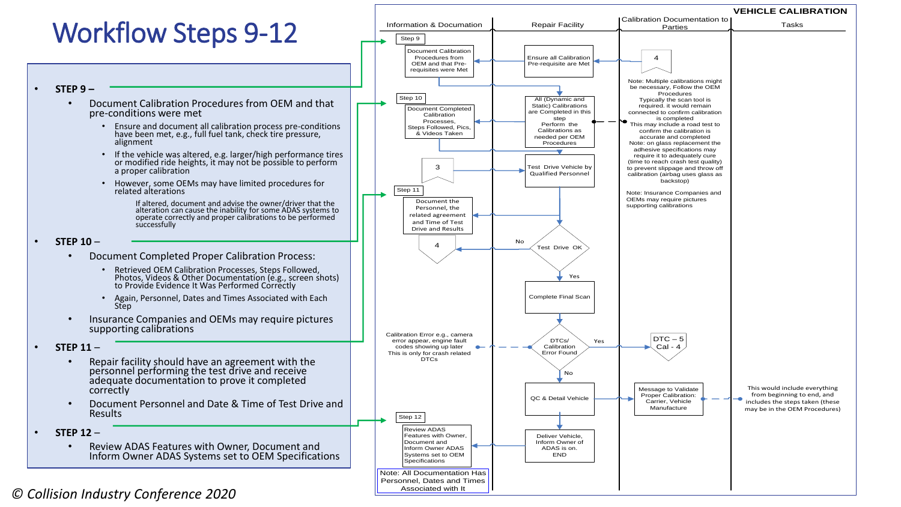# Workflow Steps 9-12

- **STEP 9 –**
  - Document Calibration Procedures from OEM and that pre-conditions were met
    - Ensure and document all calibration process pre-conditions have been met, e.g., full fuel tank, check tire pressure, alignment
    - If the vehicle was altered, e.g. larger/high performance tires or modified ride heights, it may not be possible to perform a proper calibration
    - However, some OEMs may have limited procedures for related alterations

      If altered, document and advise the owner/driver that the alteration can cause the inability for some ADAS systems to operate correctly and proper calibrations to be performed successfully
- **STEP 10** –
  - Document Completed Proper Calibration Process:
    - Retrieved OEM Calibration Processes, Steps Followed, Photos, Videos & Other Documentation (e.g., screen shots) to Provide Evidence It Was Performed Correctly
    - Again, Personnel, Dates and Times Associated with Each Step
  - Insurance Companies and OEMs may require pictures supporting calibrations
- **STEP 11** –
  - Repair facility should have an agreement with the personnel performing the test drive and receive adequate documentation to prove it completed correctly
  - Document Personnel and Date & Time of Test Drive and Results
- **STEP 12** –
  - Review ADAS Features with Owner, Document and Inform Owner ADAS Systems set to OEM Specifications

VEHICLE CALIBRATION

Information & Documation | Repair Facility | Calibration Documentation to Parties | Tasks

Step 9

Document Calibration Procedures from OEM and that Pre-requisites were Met

Ensure all Calibration Pre-requisite are Met

4

Note: Multiple calibrations might be necessary, Follow the OEM Procedures
Typically the scan tool is required. it would remain connected to confirm calibration is completed
This may include a road test to confirm the calibration is accurate and completed
Note: on glass replacement the adhesive specifications may require it to adequately cure (time to reach crash test quality) to prevent slippage and throw off calibration (airbag uses glass as backstop)

Note: Insurance Companies and OEMs may require pictures supporting calibrations

Step 10

Document Completed Calibration Processes, Steps Followed, Pics, & Videos Taken

All (Dynamic and Static) Calibrations are Completed in this step
Perform the Calibrations as needed per OEM Procedures

3

Test Drive Vehicle by Qualified Personnel

Step 11

Document the Personnel, the related agreement and Time of Test Drive and Results

4

No

Test Drive OK

Yes

Complete Final Scan

Calibration Error e.g., camera error appear, engine fault codes showing up later
This is only for crash related DTCs

DTCs/ Calibration Error Found

Yes

DTC – 5
Cal - 4

No

QC & Detail Vehicle

Message to Validate Proper Calibration: Carrier, Vehicle Manufacture

This would include everything from beginning to end, and includes the steps taken (these may be in the OEM Procedures)

Step 12

Review ADAS Features with Owner, Document and Inform Owner ADAS Systems set to OEM Specifications

Deliver Vehicle, Inform Owner of ADAS is on. END

Note: All Documentation Has Personnel, Dates and Times Associated with It

*© Collision Industry Conference 2020*